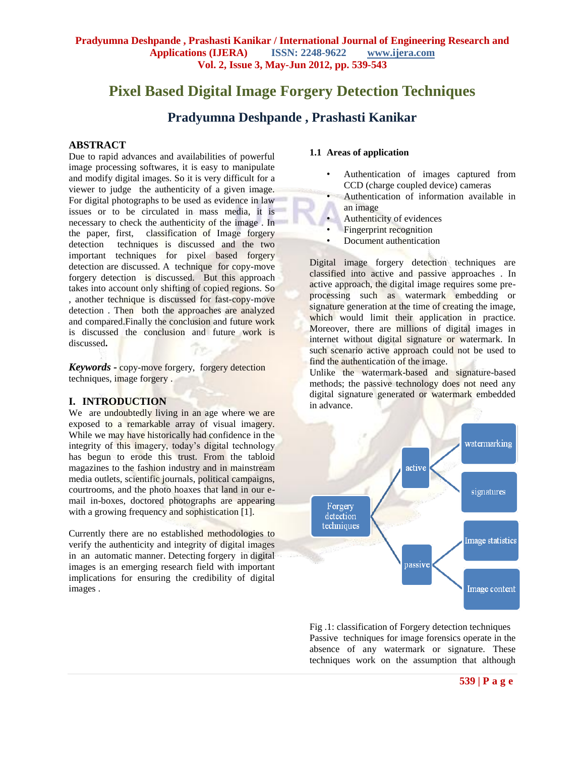// Page 1 of 5
# Pixel Based Digital Image Forgery Detection Techniques

## Pradyumna Deshpande , Prashasti Kanikar

### ABSTRACT

Due to rapid advances and availabilities of powerful image processing softwares, it is easy to manipulate and modify digital images. So it is very difficult for a viewer to judge the authenticity of a given image. For digital photographs to be used as evidence in law issues or to be circulated in mass media, it is necessary to check the authenticity of the image . In the paper, first, classification of Image forgery detection techniques is discussed and the two important techniques for pixel based forgery detection are discussed. A technique for copy-move forgery detection is discussed. But this approach takes into account only shifting of copied regions. So , another technique is discussed for fast-copy-move detection . Then both the approaches are analyzed and compared.Finally the conclusion and future work is discussed the conclusion and future work is discussed**.**

***Keywords -*** copy-move forgery, forgery detection techniques, image forgery .

## I. INTRODUCTION

We are undoubtedly living in an age where we are exposed to a remarkable array of visual imagery. While we may have historically had confidence in the integrity of this imagery, today's digital technology has begun to erode this trust. From the tabloid magazines to the fashion industry and in mainstream media outlets, scientific journals, political campaigns, courtrooms, and the photo hoaxes that land in our e-mail in-boxes, doctored photographs are appearing with a growing frequency and sophistication [1].

Currently there are no established methodologies to verify the authenticity and integrity of digital images in an automatic manner. Detecting forgery in digital images is an emerging research field with important implications for ensuring the credibility of digital images .

### 1.1 Areas of application

- Authentication of images captured from CCD (charge coupled device) cameras
- Authentication of information available in an image
- Authenticity of evidences
- Fingerprint recognition
- Document authentication

Digital image forgery detection techniques are classified into active and passive approaches . In active approach, the digital image requires some pre-processing such as watermark embedding or signature generation at the time of creating the image, which would limit their application in practice. Moreover, there are millions of digital images in internet without digital signature or watermark. In such scenario active approach could not be used to find the authentication of the image.
Unlike the watermark-based and signature-based methods; the passive technology does not need any digital signature generated or watermark embedded in advance.

- Forgery detection techniques
  - active
    - watermarking
    - signatures
  - passive
    - Image statistics
    - Image content

Fig .1: classification of Forgery detection techniques

Passive techniques for image forensics operate in the absence of any watermark or signature. These techniques work on the assumption that although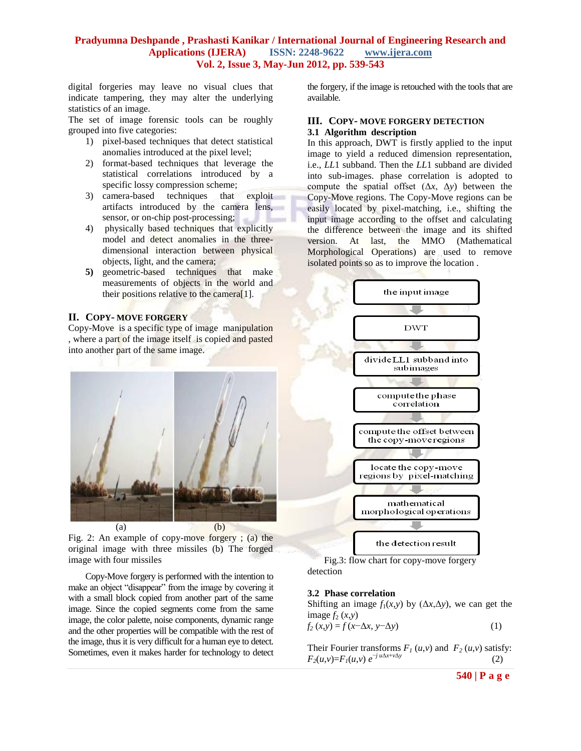digital forgeries may leave no visual clues that indicate tampering, they may alter the underlying statistics of an image.

The set of image forensic tools can be roughly grouped into five categories:

1) pixel-based techniques that detect statistical anomalies introduced at the pixel level;
2) format-based techniques that leverage the statistical correlations introduced by a specific lossy compression scheme;
3) camera-based techniques that exploit artifacts introduced by the camera lens, sensor, or on-chip post-processing;
4) physically based techniques that explicitly model and detect anomalies in the three-dimensional interaction between physical objects, light, and the camera;
5) geometric-based techniques that make measurements of objects in the world and their positions relative to the camera[1].

## II. Copy- Move Forgery

Copy-Move is a specific type of image manipulation , where a part of the image itself is copied and pasted into another part of the same image.

(a) (b)

Fig. 2: An example of copy-move forgery ; (a) the original image with three missiles (b) The forged image with four missiles

Copy-Move forgery is performed with the intention to make an object "disappear" from the image by covering it with a small block copied from another part of the same image. Since the copied segments come from the same image, the color palette, noise components, dynamic range and the other properties will be compatible with the rest of the image, thus it is very difficult for a human eye to detect. Sometimes, even it makes harder for technology to detect the forgery, if the image is retouched with the tools that are available.

## III. Copy- Move Forgery Detection

### 3.1 Algorithm description

In this approach, DWT is firstly applied to the input image to yield a reduced dimension representation, i.e., *LL*1 subband. Then the *LL*1 subband are divided into sub-images. phase correlation is adopted to compute the spatial offset ($\Delta x$, $\Delta y$) between the Copy-Move regions. The Copy-Move regions can be easily located by pixel-matching, i.e., shifting the input image according to the offset and calculating the difference between the image and its shifted version. At last, the MMO (Mathematical Morphological Operations) are used to remove isolated points so as to improve the location .

the input image → DWT → divide LL1 subband into subimages → compute the phase correlation → compute the offset between the copy-move regions → locate the copy-move regions by pixel-matching → mathematical morphological operations → the detection result

Fig.3: flow chart for copy-move forgery detection

### 3.2 Phase correlation

Shifting an image $f_1(x,y)$ by ($\Delta x$,$\Delta y$), we can get the image $f_2(x,y)$

$$f_2(x,y) = f(x-\Delta x, y-\Delta y) \quad (1)$$

Their Fourier transforms $F_1(u,v)$ and $F_2(u,v)$ satisfy:

$$F_2(u,v)=F_1(u,v)\, e^{-j\, u\Delta x+v\Delta y} \quad (2)$$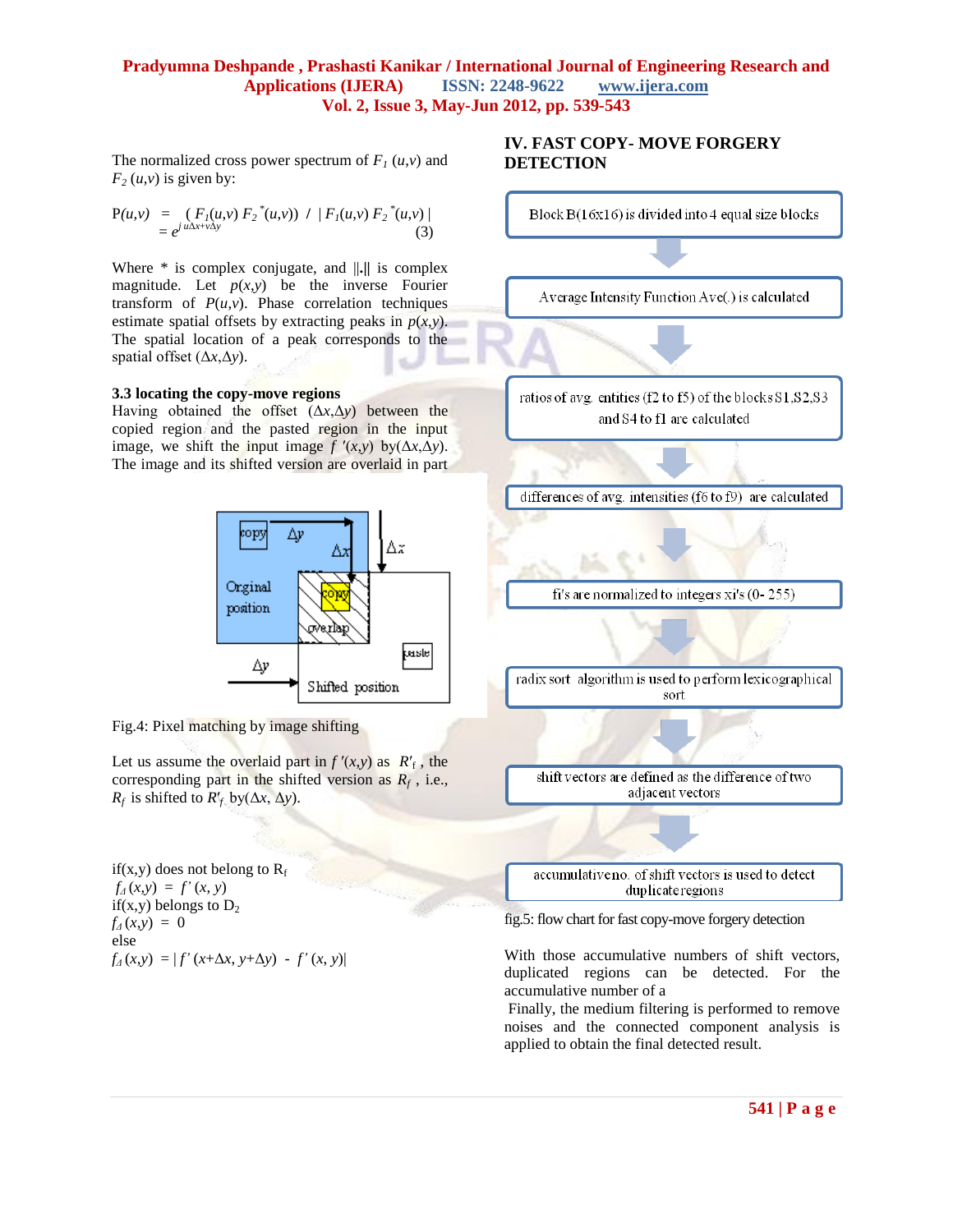The normalized cross power spectrum of $F_1(u,v)$ and $F_2(u,v)$ is given by:

$$P(u,v) = (F_1(u,v) F_2^*(u,v)) \; / \; |F_1(u,v) F_2^*(u,v)| = e^{j\, u\Delta x + v\Delta y} \qquad (3)$$

Where * is complex conjugate, and ||.|| is complex magnitude. Let $p(x,y)$ be the inverse Fourier transform of $P(u,v)$. Phase correlation techniques estimate spatial offsets by extracting peaks in $p(x,y)$. The spatial location of a peak corresponds to the spatial offset $(\Delta x, \Delta y)$.

### 3.3 locating the copy-move regions

Having obtained the offset $(\Delta x, \Delta y)$ between the copied region and the pasted region in the input image, we shift the input image $f'(x,y)$ by$(\Delta x, \Delta y)$. The image and its shifted version are overlaid in part

Fig.4: Pixel matching by image shifting

Let us assume the overlaid part in $f'(x,y)$ as $R'_f$, the corresponding part in the shifted version as $R_f$, i.e., $R_f$ is shifted to $R'_f$ by$(\Delta x, \Delta y)$.

if(x,y) does not belong to $R_f$
$f_\Delta(x,y) = f'(x,y)$
if(x,y) belongs to $D_2$
$f_\Delta(x,y) = 0$
else
$f_\Delta(x,y) = |f'(x+\Delta x, y+\Delta y) - f'(x,y)|$

## IV. FAST COPY- MOVE FORGERY DETECTION

Block B(16x16) is divided into 4 equal size blocks
↓
Average Intensity Function Ave(.) is calculated
↓
ratios of avg. entities (f2 to f5) of the blocks S1,S2,S3 and S4 to f1 are calculated
↓
differences of avg. intensities (f6 to f9) are calculated
↓
fi's are normalized to integers xi's (0- 255)
↓
radix sort algorithm is used to perform lexicographical sort
↓
shift vectors are defined as the difference of two adjacent vectors
↓
accumulative no. of shift vectors is used to detect duplicate regions

fig.5: flow chart for fast copy-move forgery detection

With those accumulative numbers of shift vectors, duplicated regions can be detected. For the accumulative number of a

Finally, the medium filtering is performed to remove noises and the connected component analysis is applied to obtain the final detected result.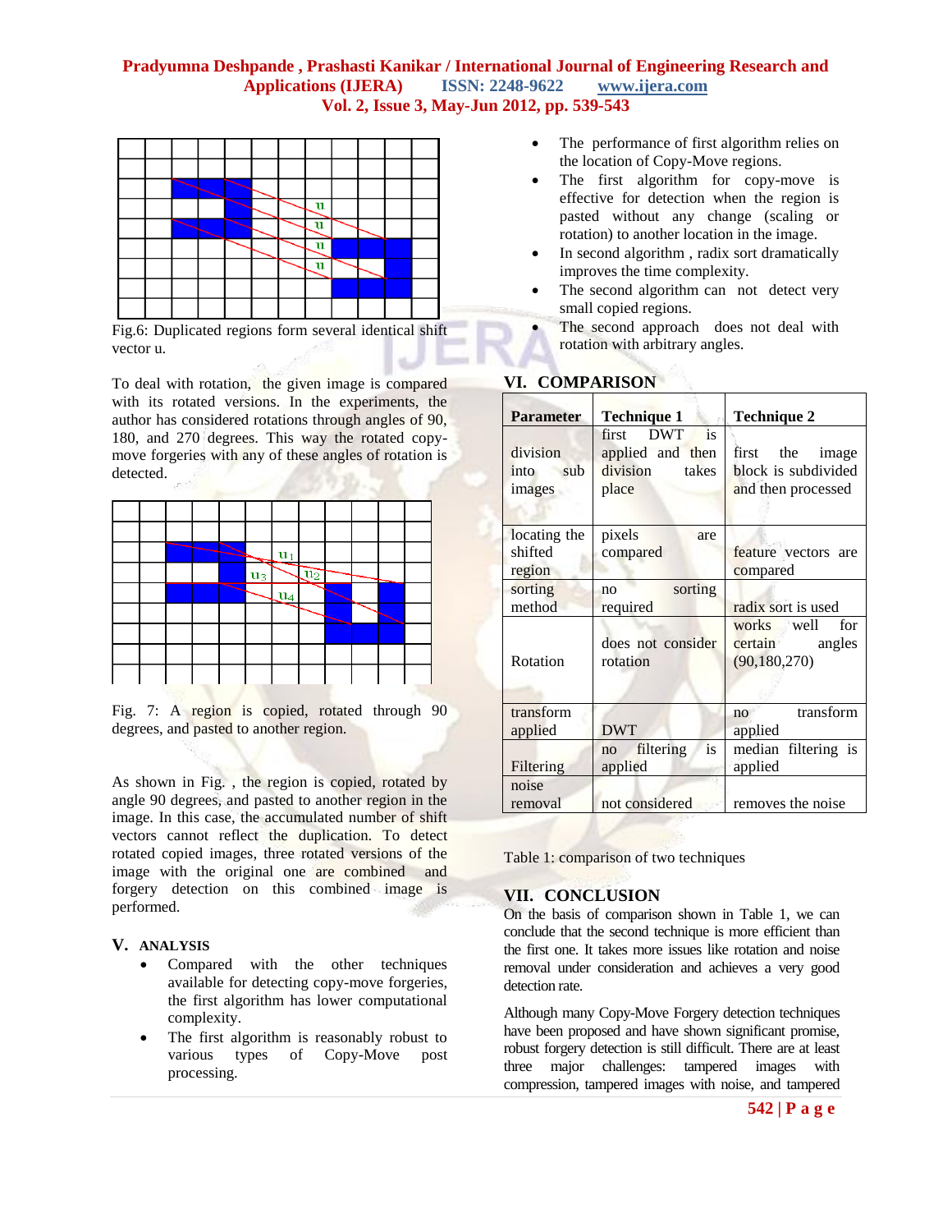Fig.6: Duplicated regions form several identical shift vector u.

To deal with rotation, the given image is compared with its rotated versions. In the experiments, the author has considered rotations through angles of 90, 180, and 270 degrees. This way the rotated copy-move forgeries with any of these angles of rotation is detected.

Fig. 7: A region is copied, rotated through 90 degrees, and pasted to another region.

As shown in Fig. , the region is copied, rotated by angle 90 degrees, and pasted to another region in the image. In this case, the accumulated number of shift vectors cannot reflect the duplication. To detect rotated copied images, three rotated versions of the image with the original one are combined and forgery detection on this combined image is performed.

## V. ANALYSIS

- Compared with the other techniques available for detecting copy-move forgeries, the first algorithm has lower computational complexity.
- The first algorithm is reasonably robust to various types of Copy-Move post processing.
- The performance of first algorithm relies on the location of Copy-Move regions.
- The first algorithm for copy-move is effective for detection when the region is pasted without any change (scaling or rotation) to another location in the image.
- In second algorithm , radix sort dramatically improves the time complexity.
- The second algorithm can not detect very small copied regions.
- The second approach does not deal with rotation with arbitrary angles.

## VI. COMPARISON

| Parameter | Technique 1 | Technique 2 |
|---|---|---|
| division into sub images | first DWT is applied and then division takes place | first the image block is subdivided and then processed |
| locating the shifted region | pixels are compared | feature vectors are compared |
| sorting method | no sorting required | radix sort is used |
| Rotation | does not consider rotation | works well for certain angles (90,180,270) |
| transform applied | DWT | no transform applied |
| Filtering | no filtering is applied | median filtering is applied |
| noise removal | not considered | removes the noise |

Table 1: comparison of two techniques

## VII. CONCLUSION

On the basis of comparison shown in Table 1, we can conclude that the second technique is more efficient than the first one. It takes more issues like rotation and noise removal under consideration and achieves a very good detection rate.

Although many Copy-Move Forgery detection techniques have been proposed and have shown significant promise, robust forgery detection is still difficult. There are at least three major challenges: tampered images with compression, tampered images with noise, and tampered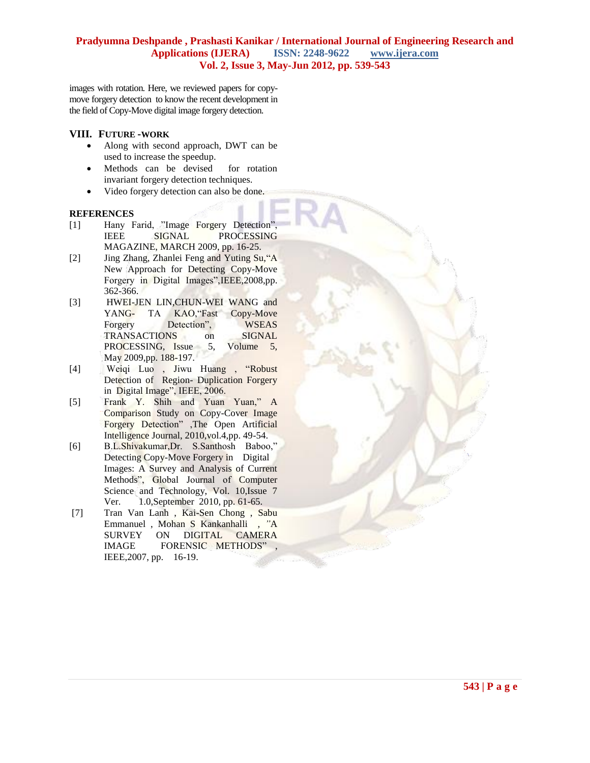images with rotation. Here, we reviewed papers for copy-move forgery detection to know the recent development in the field of Copy-Move digital image forgery detection.

## VIII. FUTURE -WORK

- Along with second approach, DWT can be used to increase the speedup.
- Methods can be devised for rotation invariant forgery detection techniques.
- Video forgery detection can also be done.

## REFERENCES

[1] Hany Farid, "Image Forgery Detection", IEEE SIGNAL PROCESSING MAGAZINE, MARCH 2009, pp. 16-25.

[2] Jing Zhang, Zhanlei Feng and Yuting Su,"A New Approach for Detecting Copy-Move Forgery in Digital Images",IEEE,2008,pp. 362-366.

[3] HWEI-JEN LIN,CHUN-WEI WANG and YANG- TA KAO,"Fast Copy-Move Forgery Detection", WSEAS TRANSACTIONS on SIGNAL PROCESSING, Issue 5, Volume 5, May 2009,pp. 188-197.

[4] Weiqi Luo , Jiwu Huang , "Robust Detection of Region- Duplication Forgery in Digital Image", IEEE, 2006.

[5] Frank Y. Shih and Yuan Yuan," A Comparison Study on Copy-Cover Image Forgery Detection" ,The Open Artificial Intelligence Journal, 2010,vol.4,pp. 49-54.

[6] B.L.Shivakumar,Dr. S.Santhosh Baboo," Detecting Copy-Move Forgery in Digital Images: A Survey and Analysis of Current Methods", Global Journal of Computer Science and Technology, Vol. 10,Issue 7 Ver. 1.0,September 2010, pp. 61-65.

[7] Tran Van Lanh , Kai-Sen Chong , Sabu Emmanuel , Mohan S Kankanhalli , "A SURVEY ON DIGITAL CAMERA IMAGE FORENSIC METHODS" , IEEE,2007, pp. 16-19.